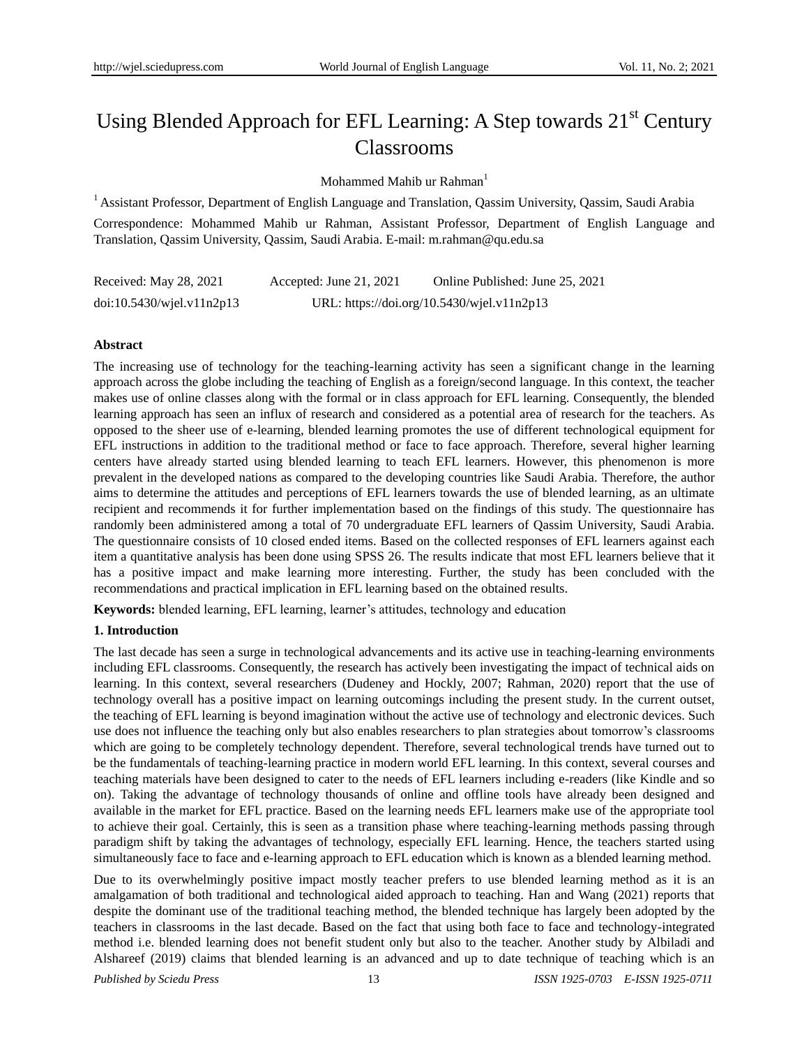# Using Blended Approach for EFL Learning: A Step towards 21st Century Classrooms

Mohammed Mahib ur Rahman[1]

[1] Assistant Professor, Department of English Language and Translation, Qassim University, Qassim, Saudi Arabia

Correspondence: Mohammed Mahib ur Rahman, Assistant Professor, Department of English Language and Translation, Qassim University, Qassim, Saudi Arabia. E-mail: m.rahman@qu.edu.sa

Received: May 28, 2021    Accepted: June 21, 2021    Online Published: June 25, 2021

doi:10.5430/wjel.v11n2p13    URL: https://doi.org/10.5430/wjel.v11n2p13

**Abstract**

The increasing use of technology for the teaching-learning activity has seen a significant change in the learning approach across the globe including the teaching of English as a foreign/second language. In this context, the teacher makes use of online classes along with the formal or in class approach for EFL learning. Consequently, the blended learning approach has seen an influx of research and considered as a potential area of research for the teachers. As opposed to the sheer use of e-learning, blended learning promotes the use of different technological equipment for EFL instructions in addition to the traditional method or face to face approach. Therefore, several higher learning centers have already started using blended learning to teach EFL learners. However, this phenomenon is more prevalent in the developed nations as compared to the developing countries like Saudi Arabia. Therefore, the author aims to determine the attitudes and perceptions of EFL learners towards the use of blended learning, as an ultimate recipient and recommends it for further implementation based on the findings of this study. The questionnaire has randomly been administered among a total of 70 undergraduate EFL learners of Qassim University, Saudi Arabia. The questionnaire consists of 10 closed ended items. Based on the collected responses of EFL learners against each item a quantitative analysis has been done using SPSS 26. The results indicate that most EFL learners believe that it has a positive impact and make learning more interesting. Further, the study has been concluded with the recommendations and practical implication in EFL learning based on the obtained results.

**Keywords:** blended learning, EFL learning, learner's attitudes, technology and education

## 1. Introduction

The last decade has seen a surge in technological advancements and its active use in teaching-learning environments including EFL classrooms. Consequently, the research has actively been investigating the impact of technical aids on learning. In this context, several researchers (Dudeney and Hockly, 2007; Rahman, 2020) report that the use of technology overall has a positive impact on learning outcomings including the present study. In the current outset, the teaching of EFL learning is beyond imagination without the active use of technology and electronic devices. Such use does not influence the teaching only but also enables researchers to plan strategies about tomorrow's classrooms which are going to be completely technology dependent. Therefore, several technological trends have turned out to be the fundamentals of teaching-learning practice in modern world EFL learning. In this context, several courses and teaching materials have been designed to cater to the needs of EFL learners including e-readers (like Kindle and so on). Taking the advantage of technology thousands of online and offline tools have already been designed and available in the market for EFL practice. Based on the learning needs EFL learners make use of the appropriate tool to achieve their goal. Certainly, this is seen as a transition phase where teaching-learning methods passing through paradigm shift by taking the advantages of technology, especially EFL learning. Hence, the teachers started using simultaneously face to face and e-learning approach to EFL education which is known as a blended learning method.

Due to its overwhelmingly positive impact mostly teacher prefers to use blended learning method as it is an amalgamation of both traditional and technological aided approach to teaching. Han and Wang (2021) reports that despite the dominant use of the traditional teaching method, the blended technique has largely been adopted by the teachers in classrooms in the last decade. Based on the fact that using both face to face and technology-integrated method i.e. blended learning does not benefit student only but also to the teacher. Another study by Albiladi and Alshareef (2019) claims that blended learning is an advanced and up to date technique of teaching which is an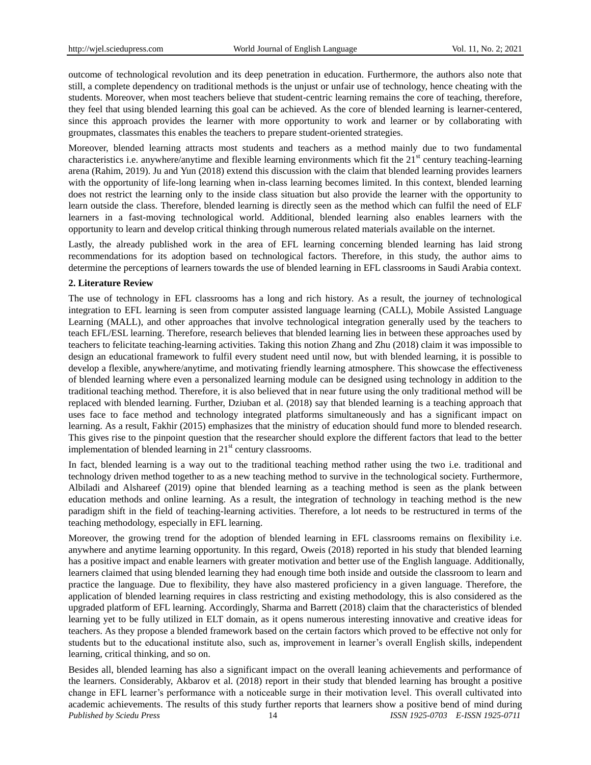outcome of technological revolution and its deep penetration in education. Furthermore, the authors also note that still, a complete dependency on traditional methods is the unjust or unfair use of technology, hence cheating with the students. Moreover, when most teachers believe that student-centric learning remains the core of teaching, therefore, they feel that using blended learning this goal can be achieved. As the core of blended learning is learner-centered, since this approach provides the learner with more opportunity to work and learner or by collaborating with groupmates, classmates this enables the teachers to prepare student-oriented strategies.

Moreover, blended learning attracts most students and teachers as a method mainly due to two fundamental characteristics i.e. anywhere/anytime and flexible learning environments which fit the 21st century teaching-learning arena (Rahim, 2019). Ju and Yun (2018) extend this discussion with the claim that blended learning provides learners with the opportunity of life-long learning when in-class learning becomes limited. In this context, blended learning does not restrict the learning only to the inside class situation but also provide the learner with the opportunity to learn outside the class. Therefore, blended learning is directly seen as the method which can fulfil the need of ELF learners in a fast-moving technological world. Additional, blended learning also enables learners with the opportunity to learn and develop critical thinking through numerous related materials available on the internet.

Lastly, the already published work in the area of EFL learning concerning blended learning has laid strong recommendations for its adoption based on technological factors. Therefore, in this study, the author aims to determine the perceptions of learners towards the use of blended learning in EFL classrooms in Saudi Arabia context.

## 2. Literature Review

The use of technology in EFL classrooms has a long and rich history. As a result, the journey of technological integration to EFL learning is seen from computer assisted language learning (CALL), Mobile Assisted Language Learning (MALL), and other approaches that involve technological integration generally used by the teachers to teach EFL/ESL learning. Therefore, research believes that blended learning lies in between these approaches used by teachers to felicitate teaching-learning activities. Taking this notion Zhang and Zhu (2018) claim it was impossible to design an educational framework to fulfil every student need until now, but with blended learning, it is possible to develop a flexible, anywhere/anytime, and motivating friendly learning atmosphere. This showcase the effectiveness of blended learning where even a personalized learning module can be designed using technology in addition to the traditional teaching method. Therefore, it is also believed that in near future using the only traditional method will be replaced with blended learning. Further, Dziuban et al. (2018) say that blended learning is a teaching approach that uses face to face method and technology integrated platforms simultaneously and has a significant impact on learning. As a result, Fakhir (2015) emphasizes that the ministry of education should fund more to blended research. This gives rise to the pinpoint question that the researcher should explore the different factors that lead to the better implementation of blended learning in 21st century classrooms.

In fact, blended learning is a way out to the traditional teaching method rather using the two i.e. traditional and technology driven method together to as a new teaching method to survive in the technological society. Furthermore, Albiladi and Alshareef (2019) opine that blended learning as a teaching method is seen as the plank between education methods and online learning. As a result, the integration of technology in teaching method is the new paradigm shift in the field of teaching-learning activities. Therefore, a lot needs to be restructured in terms of the teaching methodology, especially in EFL learning.

Moreover, the growing trend for the adoption of blended learning in EFL classrooms remains on flexibility i.e. anywhere and anytime learning opportunity. In this regard, Oweis (2018) reported in his study that blended learning has a positive impact and enable learners with greater motivation and better use of the English language. Additionally, learners claimed that using blended learning they had enough time both inside and outside the classroom to learn and practice the language. Due to flexibility, they have also mastered proficiency in a given language. Therefore, the application of blended learning requires in class restricting and existing methodology, this is also considered as the upgraded platform of EFL learning. Accordingly, Sharma and Barrett (2018) claim that the characteristics of blended learning yet to be fully utilized in ELT domain, as it opens numerous interesting innovative and creative ideas for teachers. As they propose a blended framework based on the certain factors which proved to be effective not only for students but to the educational institute also, such as, improvement in learner's overall English skills, independent learning, critical thinking, and so on.

Besides all, blended learning has also a significant impact on the overall leaning achievements and performance of the learners. Considerably, Akbarov et al. (2018) report in their study that blended learning has brought a positive change in EFL learner's performance with a noticeable surge in their motivation level. This overall cultivated into academic achievements. The results of this study further reports that learners show a positive bend of mind during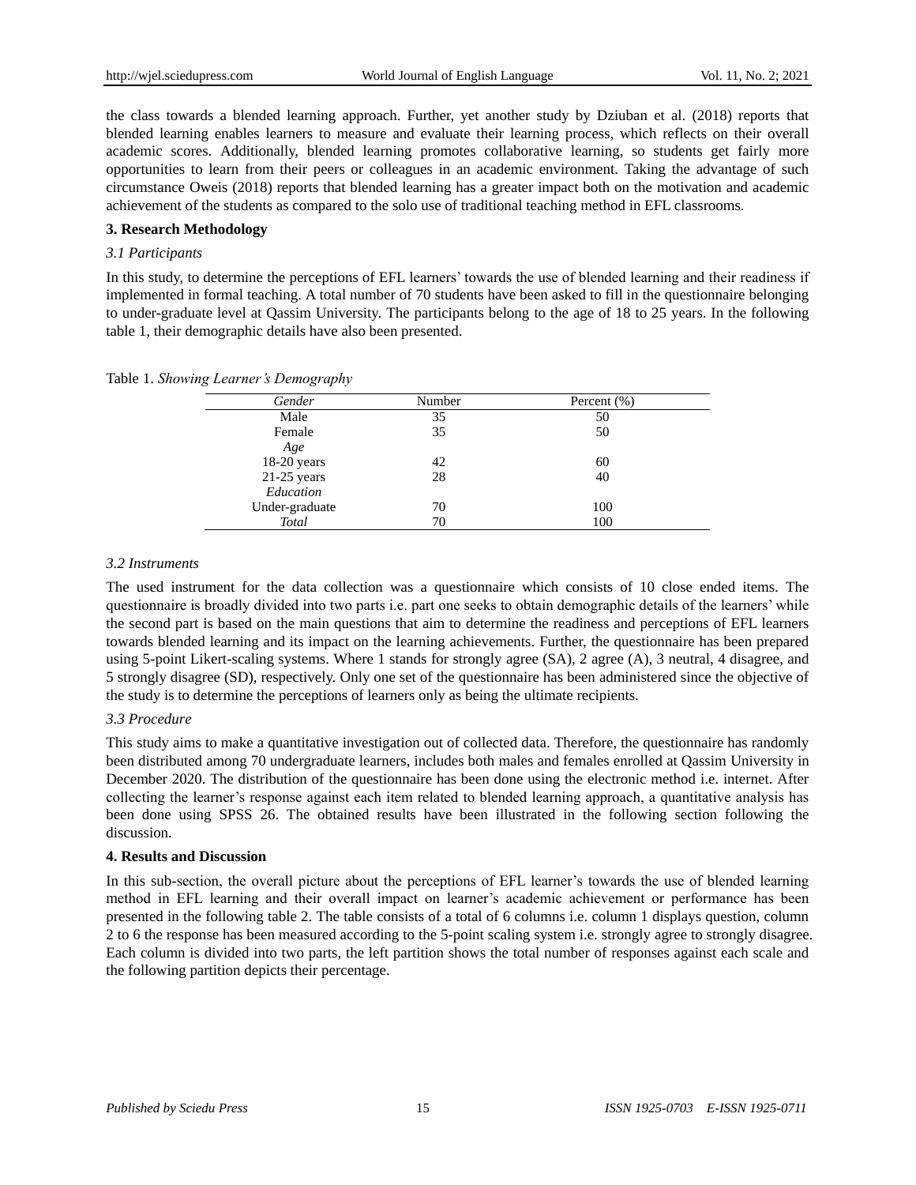the class towards a blended learning approach. Further, yet another study by Dziuban et al. (2018) reports that blended learning enables learners to measure and evaluate their learning process, which reflects on their overall academic scores. Additionally, blended learning promotes collaborative learning, so students get fairly more opportunities to learn from their peers or colleagues in an academic environment. Taking the advantage of such circumstance Oweis (2018) reports that blended learning has a greater impact both on the motivation and academic achievement of the students as compared to the solo use of traditional teaching method in EFL classrooms.

## 3. Research Methodology

### *3.1 Participants*

In this study, to determine the perceptions of EFL learners' towards the use of blended learning and their readiness if implemented in formal teaching. A total number of 70 students have been asked to fill in the questionnaire belonging to under-graduate level at Qassim University. The participants belong to the age of 18 to 25 years. In the following table 1, their demographic details have also been presented.

Table 1. *Showing Learner's Demography*

| *Gender* | Number | Percent (%) |
|---|---|---|
| Male | 35 | 50 |
| Female | 35 | 50 |
| *Age* | | |
| 18-20 years | 42 | 60 |
| 21-25 years | 28 | 40 |
| *Education* | | |
| Under-graduate | 70 | 100 |
| *Total* | 70 | 100 |

### *3.2 Instruments*

The used instrument for the data collection was a questionnaire which consists of 10 close ended items. The questionnaire is broadly divided into two parts i.e. part one seeks to obtain demographic details of the learners' while the second part is based on the main questions that aim to determine the readiness and perceptions of EFL learners towards blended learning and its impact on the learning achievements. Further, the questionnaire has been prepared using 5-point Likert-scaling systems. Where 1 stands for strongly agree (SA), 2 agree (A), 3 neutral, 4 disagree, and 5 strongly disagree (SD), respectively. Only one set of the questionnaire has been administered since the objective of the study is to determine the perceptions of learners only as being the ultimate recipients.

### *3.3 Procedure*

This study aims to make a quantitative investigation out of collected data. Therefore, the questionnaire has randomly been distributed among 70 undergraduate learners, includes both males and females enrolled at Qassim University in December 2020. The distribution of the questionnaire has been done using the electronic method i.e. internet. After collecting the learner's response against each item related to blended learning approach, a quantitative analysis has been done using SPSS 26. The obtained results have been illustrated in the following section following the discussion.

## 4. Results and Discussion

In this sub-section, the overall picture about the perceptions of EFL learner's towards the use of blended learning method in EFL learning and their overall impact on learner's academic achievement or performance has been presented in the following table 2. The table consists of a total of 6 columns i.e. column 1 displays question, column 2 to 6 the response has been measured according to the 5-point scaling system i.e. strongly agree to strongly disagree. Each column is divided into two parts, the left partition shows the total number of responses against each scale and the following partition depicts their percentage.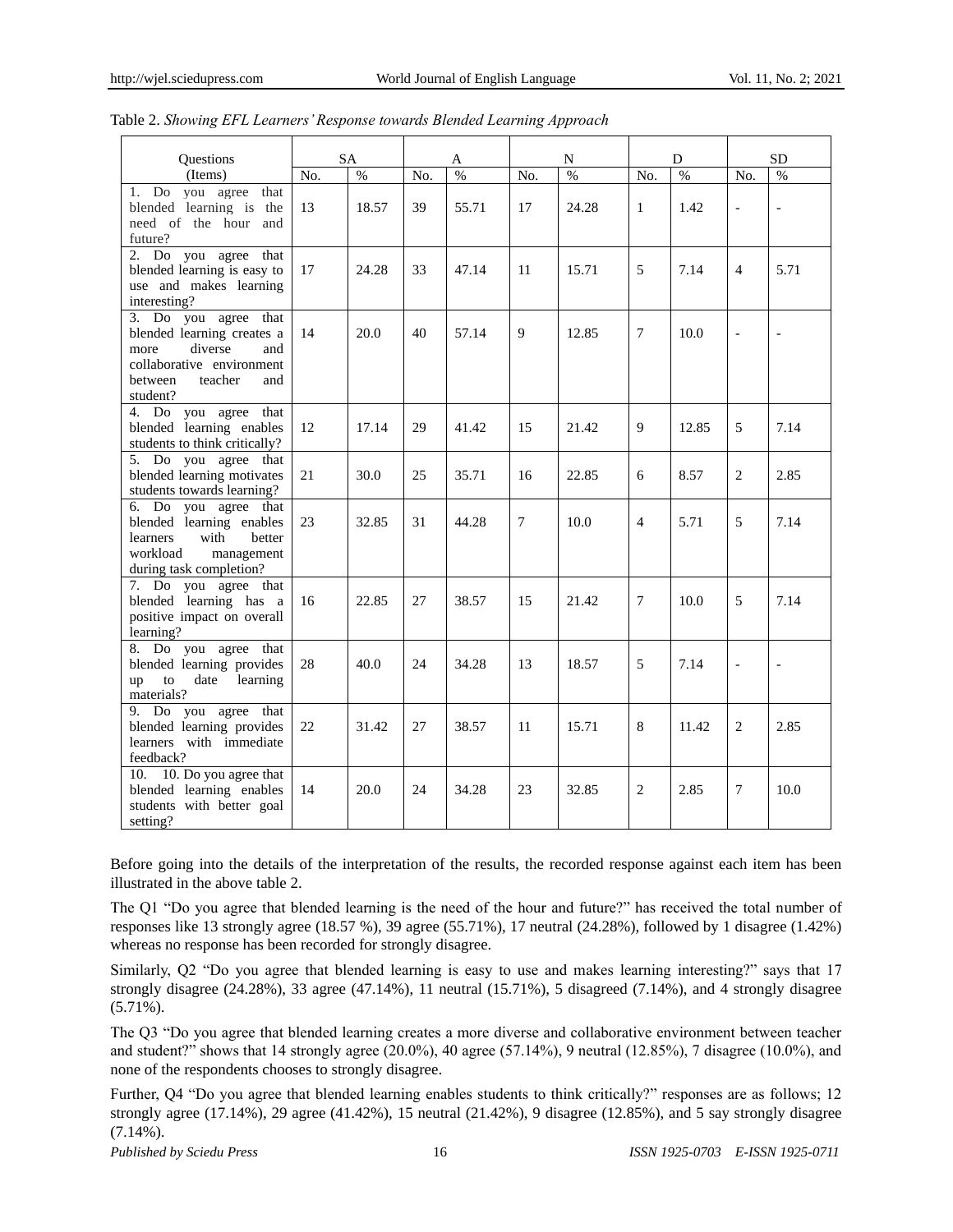Table 2. *Showing EFL Learners' Response towards Blended Learning Approach*

| Questions (Items) | SA | | A | | N | | D | | SD | |
|---|---|---|---|---|---|---|---|---|---|---|
| | No. | % | No. | % | No. | % | No. | % | No. | % |
| 1. Do you agree that blended learning is the need of the hour and future? | 13 | 18.57 | 39 | 55.71 | 17 | 24.28 | 1 | 1.42 | - | - |
| 2. Do you agree that blended learning is easy to use and makes learning interesting? | 17 | 24.28 | 33 | 47.14 | 11 | 15.71 | 5 | 7.14 | 4 | 5.71 |
| 3. Do you agree that blended learning creates a more diverse and collaborative environment between teacher and student? | 14 | 20.0 | 40 | 57.14 | 9 | 12.85 | 7 | 10.0 | - | - |
| 4. Do you agree that blended learning enables students to think critically? | 12 | 17.14 | 29 | 41.42 | 15 | 21.42 | 9 | 12.85 | 5 | 7.14 |
| 5. Do you agree that blended learning motivates students towards learning? | 21 | 30.0 | 25 | 35.71 | 16 | 22.85 | 6 | 8.57 | 2 | 2.85 |
| 6. Do you agree that blended learning enables learners with better workload management during task completion? | 23 | 32.85 | 31 | 44.28 | 7 | 10.0 | 4 | 5.71 | 5 | 7.14 |
| 7. Do you agree that blended learning has a positive impact on overall learning? | 16 | 22.85 | 27 | 38.57 | 15 | 21.42 | 7 | 10.0 | 5 | 7.14 |
| 8. Do you agree that blended learning provides up to date learning materials? | 28 | 40.0 | 24 | 34.28 | 13 | 18.57 | 5 | 7.14 | - | - |
| 9. Do you agree that blended learning provides learners with immediate feedback? | 22 | 31.42 | 27 | 38.57 | 11 | 15.71 | 8 | 11.42 | 2 | 2.85 |
| 10. 10. Do you agree that blended learning enables students with better goal setting? | 14 | 20.0 | 24 | 34.28 | 23 | 32.85 | 2 | 2.85 | 7 | 10.0 |

Before going into the details of the interpretation of the results, the recorded response against each item has been illustrated in the above table 2.

The Q1 "Do you agree that blended learning is the need of the hour and future?" has received the total number of responses like 13 strongly agree (18.57 %), 39 agree (55.71%), 17 neutral (24.28%), followed by 1 disagree (1.42%) whereas no response has been recorded for strongly disagree.

Similarly, Q2 "Do you agree that blended learning is easy to use and makes learning interesting?" says that 17 strongly disagree (24.28%), 33 agree (47.14%), 11 neutral (15.71%), 5 disagreed (7.14%), and 4 strongly disagree (5.71%).

The Q3 "Do you agree that blended learning creates a more diverse and collaborative environment between teacher and student?" shows that 14 strongly agree (20.0%), 40 agree (57.14%), 9 neutral (12.85%), 7 disagree (10.0%), and none of the respondents chooses to strongly disagree.

Further, Q4 "Do you agree that blended learning enables students to think critically?" responses are as follows; 12 strongly agree (17.14%), 29 agree (41.42%), 15 neutral (21.42%), 9 disagree (12.85%), and 5 say strongly disagree (7.14%).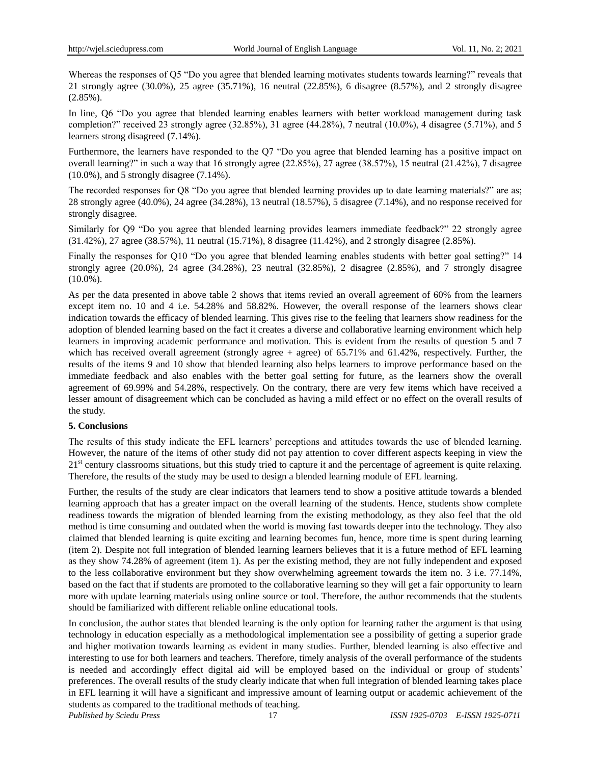Whereas the responses of Q5 “Do you agree that blended learning motivates students towards learning?” reveals that 21 strongly agree (30.0%), 25 agree (35.71%), 16 neutral (22.85%), 6 disagree (8.57%), and 2 strongly disagree (2.85%).

In line, Q6 “Do you agree that blended learning enables learners with better workload management during task completion?” received 23 strongly agree (32.85%), 31 agree (44.28%), 7 neutral (10.0%), 4 disagree (5.71%), and 5 learners strong disagreed (7.14%).

Furthermore, the learners have responded to the Q7 “Do you agree that blended learning has a positive impact on overall learning?” in such a way that 16 strongly agree (22.85%), 27 agree (38.57%), 15 neutral (21.42%), 7 disagree (10.0%), and 5 strongly disagree (7.14%).

The recorded responses for Q8 “Do you agree that blended learning provides up to date learning materials?” are as; 28 strongly agree (40.0%), 24 agree (34.28%), 13 neutral (18.57%), 5 disagree (7.14%), and no response received for strongly disagree.

Similarly for Q9 “Do you agree that blended learning provides learners immediate feedback?” 22 strongly agree (31.42%), 27 agree (38.57%), 11 neutral (15.71%), 8 disagree (11.42%), and 2 strongly disagree (2.85%).

Finally the responses for Q10 “Do you agree that blended learning enables students with better goal setting?” 14 strongly agree (20.0%), 24 agree (34.28%), 23 neutral (32.85%), 2 disagree (2.85%), and 7 strongly disagree (10.0%).

As per the data presented in above table 2 shows that items revied an overall agreement of 60% from the learners except item no. 10 and 4 i.e. 54.28% and 58.82%. However, the overall response of the learners shows clear indication towards the efficacy of blended learning. This gives rise to the feeling that learners show readiness for the adoption of blended learning based on the fact it creates a diverse and collaborative learning environment which help learners in improving academic performance and motivation. This is evident from the results of question 5 and 7 which has received overall agreement (strongly agree + agree) of 65.71% and 61.42%, respectively. Further, the results of the items 9 and 10 show that blended learning also helps learners to improve performance based on the immediate feedback and also enables with the better goal setting for future, as the learners show the overall agreement of 69.99% and 54.28%, respectively. On the contrary, there are very few items which have received a lesser amount of disagreement which can be concluded as having a mild effect or no effect on the overall results of the study.

## 5. Conclusions

The results of this study indicate the EFL learners’ perceptions and attitudes towards the use of blended learning. However, the nature of the items of other study did not pay attention to cover different aspects keeping in view the 21st century classrooms situations, but this study tried to capture it and the percentage of agreement is quite relaxing. Therefore, the results of the study may be used to design a blended learning module of EFL learning.

Further, the results of the study are clear indicators that learners tend to show a positive attitude towards a blended learning approach that has a greater impact on the overall learning of the students. Hence, students show complete readiness towards the migration of blended learning from the existing methodology, as they also feel that the old method is time consuming and outdated when the world is moving fast towards deeper into the technology. They also claimed that blended learning is quite exciting and learning becomes fun, hence, more time is spent during learning (item 2). Despite not full integration of blended learning learners believes that it is a future method of EFL learning as they show 74.28% of agreement (item 1). As per the existing method, they are not fully independent and exposed to the less collaborative environment but they show overwhelming agreement towards the item no. 3 i.e. 77.14%, based on the fact that if students are promoted to the collaborative learning so they will get a fair opportunity to learn more with update learning materials using online source or tool. Therefore, the author recommends that the students should be familiarized with different reliable online educational tools.

In conclusion, the author states that blended learning is the only option for learning rather the argument is that using technology in education especially as a methodological implementation see a possibility of getting a superior grade and higher motivation towards learning as evident in many studies. Further, blended learning is also effective and interesting to use for both learners and teachers. Therefore, timely analysis of the overall performance of the students is needed and accordingly effect digital aid will be employed based on the individual or group of students’ preferences. The overall results of the study clearly indicate that when full integration of blended learning takes place in EFL learning it will have a significant and impressive amount of learning output or academic achievement of the students as compared to the traditional methods of teaching.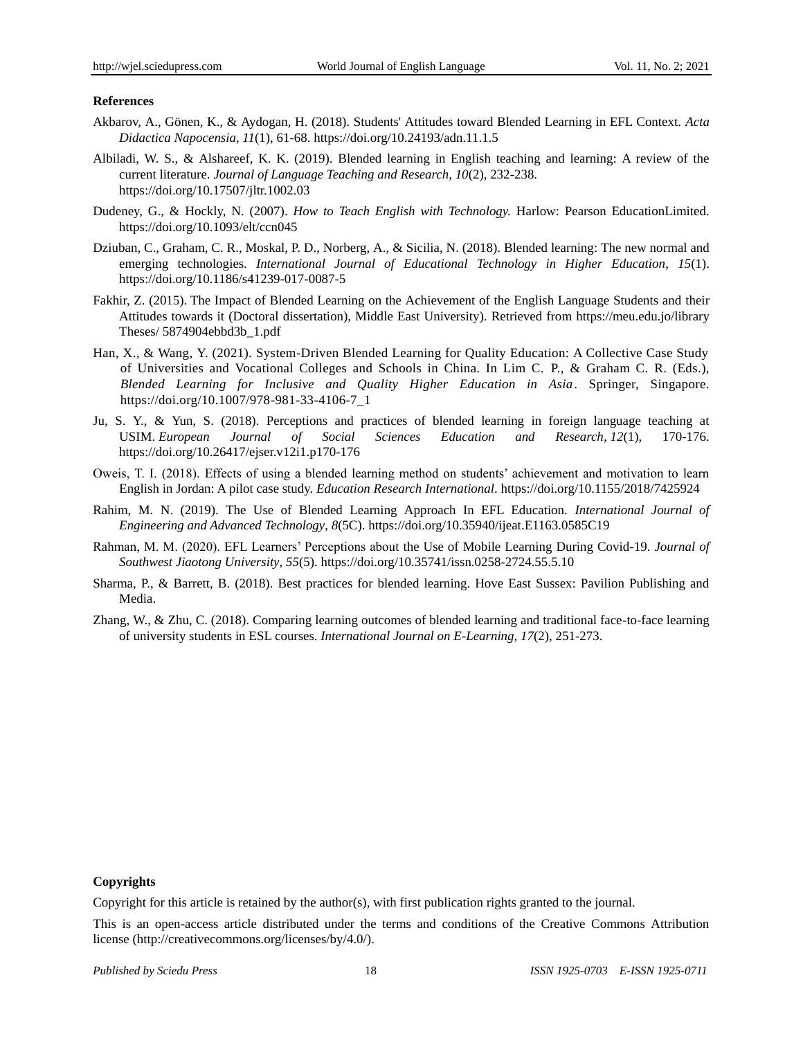## References

Akbarov, A., Gönen, K., & Aydogan, H. (2018). Students' Attitudes toward Blended Learning in EFL Context. *Acta Didactica Napocensia*, *11*(1), 61-68. https://doi.org/10.24193/adn.11.1.5

Albiladi, W. S., & Alshareef, K. K. (2019). Blended learning in English teaching and learning: A review of the current literature. *Journal of Language Teaching and Research*, *10*(2), 232-238. https://doi.org/10.17507/jltr.1002.03

Dudeney, G., & Hockly, N. (2007). *How to Teach English with Technology.* Harlow: Pearson EducationLimited. https://doi.org/10.1093/elt/ccn045

Dziuban, C., Graham, C. R., Moskal, P. D., Norberg, A., & Sicilia, N. (2018). Blended learning: The new normal and emerging technologies. *International Journal of Educational Technology in Higher Education*, *15*(1). https://doi.org/10.1186/s41239-017-0087-5

Fakhir, Z. (2015). The Impact of Blended Learning on the Achievement of the English Language Students and their Attitudes towards it (Doctoral dissertation), Middle East University). Retrieved from https://meu.edu.jo/library Theses/ 5874904ebbd3b_1.pdf

Han, X., & Wang, Y. (2021). System-Driven Blended Learning for Quality Education: A Collective Case Study of Universities and Vocational Colleges and Schools in China. In Lim C. P., & Graham C. R. (Eds.), *Blended Learning for Inclusive and Quality Higher Education in Asia*. Springer, Singapore. https://doi.org/10.1007/978-981-33-4106-7_1

Ju, S. Y., & Yun, S. (2018). Perceptions and practices of blended learning in foreign language teaching at USIM. *European Journal of Social Sciences Education and Research*, *12*(1), 170-176. https://doi.org/10.26417/ejser.v12i1.p170-176

Oweis, T. I. (2018). Effects of using a blended learning method on students' achievement and motivation to learn English in Jordan: A pilot case study. *Education Research International*. https://doi.org/10.1155/2018/7425924

Rahim, M. N. (2019). The Use of Blended Learning Approach In EFL Education. *International Journal of Engineering and Advanced Technology*, *8*(5C). https://doi.org/10.35940/ijeat.E1163.0585C19

Rahman, M. M. (2020). EFL Learners' Perceptions about the Use of Mobile Learning During Covid-19. *Journal of Southwest Jiaotong University*, *55*(5). https://doi.org/10.35741/issn.0258-2724.55.5.10

Sharma, P., & Barrett, B. (2018). Best practices for blended learning. Hove East Sussex: Pavilion Publishing and Media.

Zhang, W., & Zhu, C. (2018). Comparing learning outcomes of blended learning and traditional face-to-face learning of university students in ESL courses. *International Journal on E-Learning*, *17*(2), 251-273.

## Copyrights

Copyright for this article is retained by the author(s), with first publication rights granted to the journal.

This is an open-access article distributed under the terms and conditions of the Creative Commons Attribution license (http://creativecommons.org/licenses/by/4.0/).